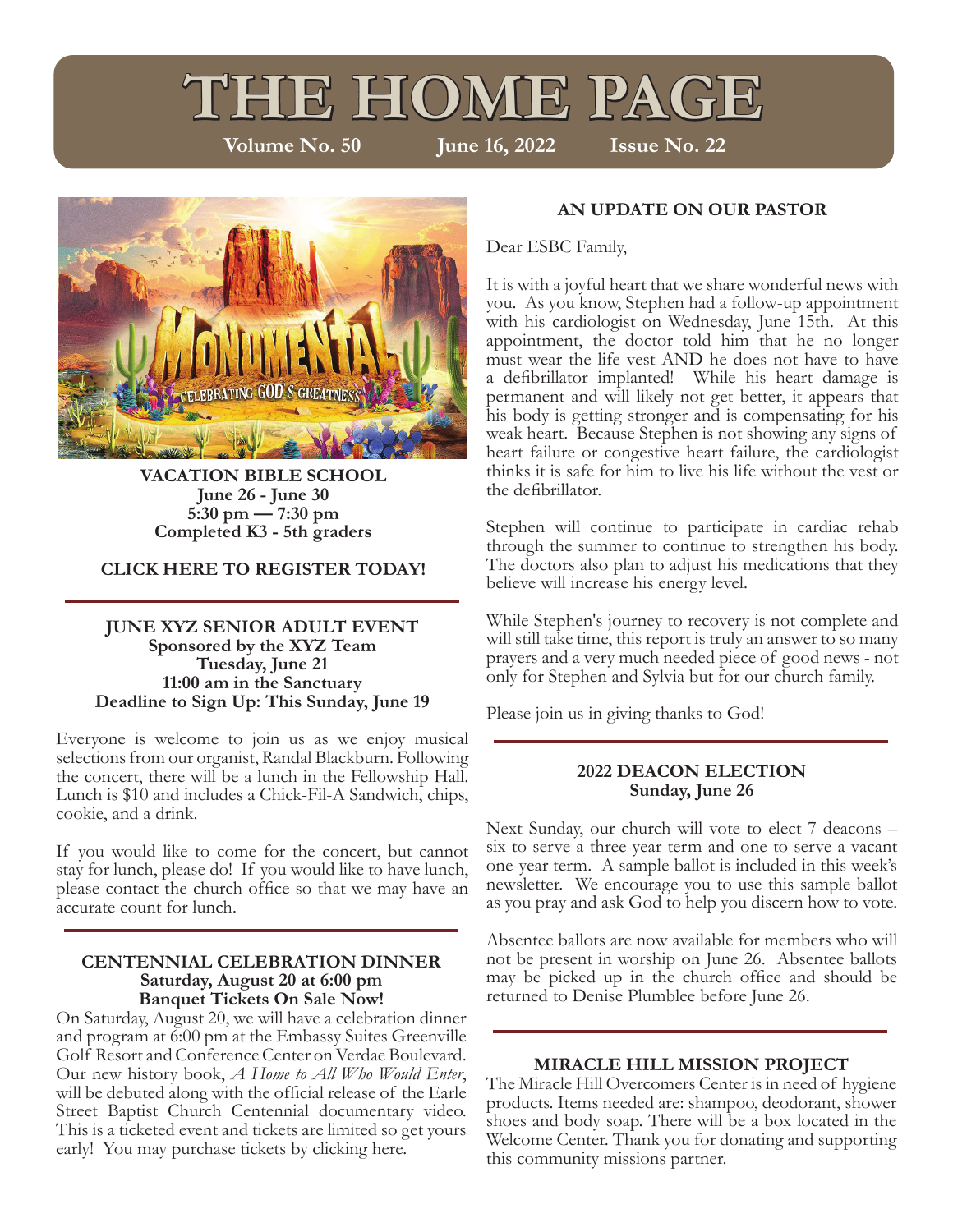# THE HOME PAGE

**Volume No. 50** **June 16, 2022** **Issue No. 22**

**VACATION BIBLE SCHOOL**
**June 26 - June 30**
**5:30 pm — 7:30 pm**
**Completed K3 - 5th graders**

**CLICK HERE TO REGISTER TODAY!**

---

## JUNE XYZ SENIOR ADULT EVENT

**Sponsored by the XYZ Team**
**Tuesday, June 21**
**11:00 am in the Sanctuary**
**Deadline to Sign Up: This Sunday, June 19**

Everyone is welcome to join us as we enjoy musical selections from our organist, Randal Blackburn. Following the concert, there will be a lunch in the Fellowship Hall. Lunch is $10 and includes a Chick-Fil-A Sandwich, chips, cookie, and a drink.

If you would like to come for the concert, but cannot stay for lunch, please do! If you would like to have lunch, please contact the church office so that we may have an accurate count for lunch.

---

## CENTENNIAL CELEBRATION DINNER

**Saturday, August 20 at 6:00 pm**
**Banquet Tickets On Sale Now!**

On Saturday, August 20, we will have a celebration dinner and program at 6:00 pm at the Embassy Suites Greenville Golf Resort and Conference Center on Verdae Boulevard. Our new history book, *A Home to All Who Would Enter*, will be debuted along with the official release of the Earle Street Baptist Church Centennial documentary video. This is a ticketed event and tickets are limited so get yours early! You may purchase tickets by clicking here.

## AN UPDATE ON OUR PASTOR

Dear ESBC Family,

It is with a joyful heart that we share wonderful news with you. As you know, Stephen had a follow-up appointment with his cardiologist on Wednesday, June 15th. At this appointment, the doctor told him that he no longer must wear the life vest AND he does not have to have a defibrillator implanted! While his heart damage is permanent and will likely not get better, it appears that his body is getting stronger and is compensating for his weak heart. Because Stephen is not showing any signs of heart failure or congestive heart failure, the cardiologist thinks it is safe for him to live his life without the vest or the defibrillator.

Stephen will continue to participate in cardiac rehab through the summer to continue to strengthen his body. The doctors also plan to adjust his medications that they believe will increase his energy level.

While Stephen's journey to recovery is not complete and will still take time, this report is truly an answer to so many prayers and a very much needed piece of good news - not only for Stephen and Sylvia but for our church family.

Please join us in giving thanks to God!

---

## 2022 DEACON ELECTION

**Sunday, June 26**

Next Sunday, our church will vote to elect 7 deacons – six to serve a three-year term and one to serve a vacant one-year term. A sample ballot is included in this week's newsletter. We encourage you to use this sample ballot as you pray and ask God to help you discern how to vote.

Absentee ballots are now available for members who will not be present in worship on June 26. Absentee ballots may be picked up in the church office and should be returned to Denise Plumblee before June 26.

---

## MIRACLE HILL MISSION PROJECT

The Miracle Hill Overcomers Center is in need of hygiene products. Items needed are: shampoo, deodorant, shower shoes and body soap. There will be a box located in the Welcome Center. Thank you for donating and supporting this community missions partner.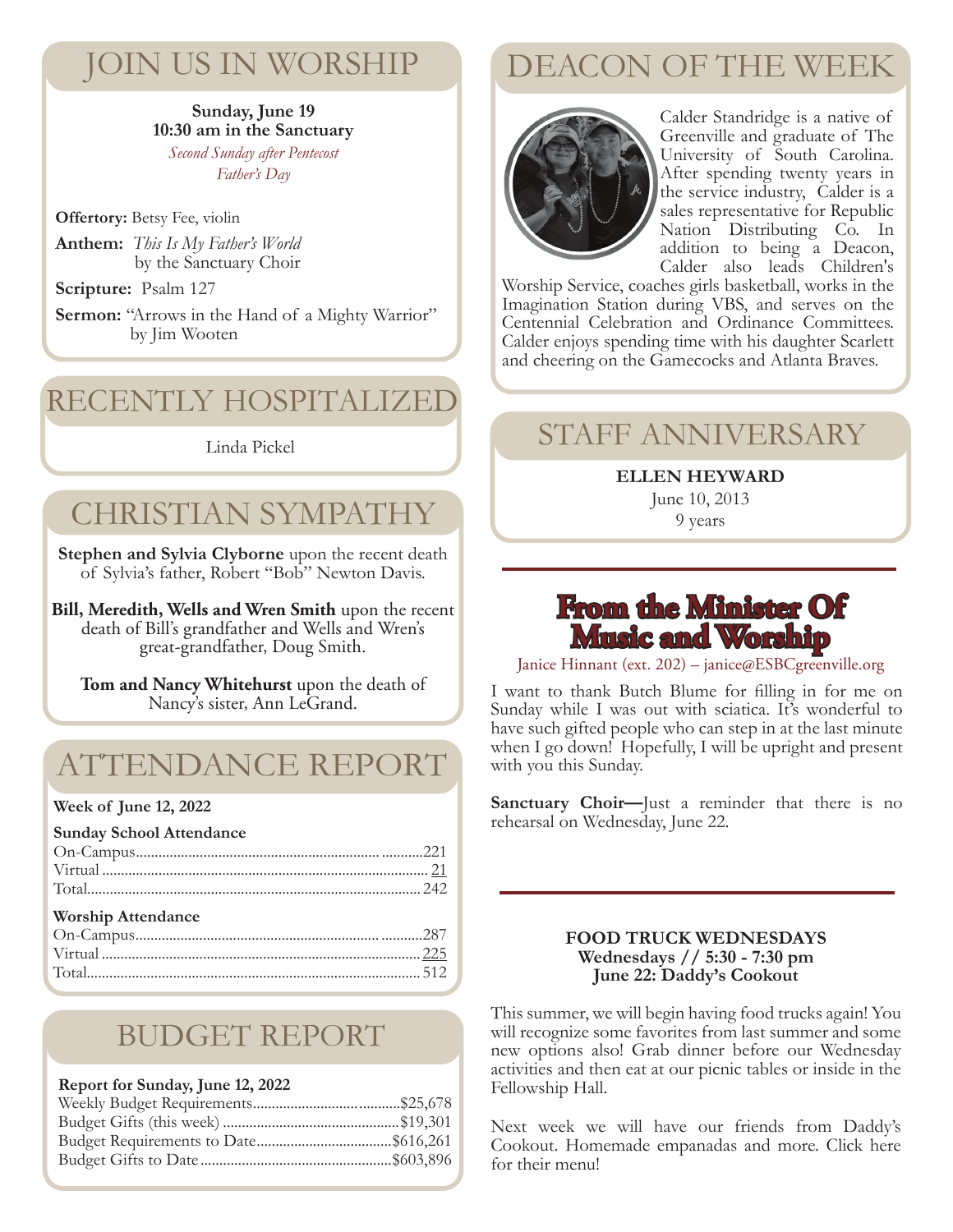# JOIN US IN WORSHIP

**Sunday, June 19**
**10:30 am in the Sanctuary**
*Second Sunday after Pentecost*
*Father's Day*

**Offertory:** Betsy Fee, violin

**Anthem:** *This Is My Father's World* by the Sanctuary Choir

**Scripture:** Psalm 127

**Sermon:** "Arrows in the Hand of a Mighty Warrior" by Jim Wooten

# RECENTLY HOSPITALIZED

Linda Pickel

# CHRISTIAN SYMPATHY

**Stephen and Sylvia Clyborne** upon the recent death of Sylvia's father, Robert "Bob" Newton Davis.

**Bill, Meredith, Wells and Wren Smith** upon the recent death of Bill's grandfather and Wells and Wren's great-grandfather, Doug Smith.

**Tom and Nancy Whitehurst** upon the death of Nancy's sister, Ann LeGrand.

# ATTENDANCE REPORT

**Week of June 12, 2022**

**Sunday School Attendance**

| | |
|---|---|
| On-Campus | 221 |
| Virtual | 21 |
| Total | 242 |

**Worship Attendance**

| | |
|---|---|
| On-Campus | 287 |
| Virtual | 225 |
| Total | 512 |

# BUDGET REPORT

**Report for Sunday, June 12, 2022**

| | |
|---|---|
| Weekly Budget Requirements | $25,678 |
| Budget Gifts (this week) | $19,301 |
| Budget Requirements to Date | $616,261 |
| Budget Gifts to Date | $603,896 |

# DEACON OF THE WEEK

Calder Standridge is a native of Greenville and graduate of The University of South Carolina. After spending twenty years in the service industry, Calder is a sales representative for Republic Nation Distributing Co. In addition to being a Deacon, Calder also leads Children's Worship Service, coaches girls basketball, works in the Imagination Station during VBS, and serves on the Centennial Celebration and Ordinance Committees. Calder enjoys spending time with his daughter Scarlett and cheering on the Gamecocks and Atlanta Braves.

# STAFF ANNIVERSARY

**ELLEN HEYWARD**
June 10, 2013
9 years

# From the Minister Of Music and Worship

Janice Hinnant (ext. 202) – janice@ESBCgreenville.org

I want to thank Butch Blume for filling in for me on Sunday while I was out with sciatica. It's wonderful to have such gifted people who can step in at the last minute when I go down! Hopefully, I will be upright and present with you this Sunday.

**Sanctuary Choir—**Just a reminder that there is no rehearsal on Wednesday, June 22.

**FOOD TRUCK WEDNESDAYS**
**Wednesdays // 5:30 - 7:30 pm**
**June 22: Daddy's Cookout**

This summer, we will begin having food trucks again! You will recognize some favorites from last summer and some new options also! Grab dinner before our Wednesday activities and then eat at our picnic tables or inside in the Fellowship Hall.

Next week we will have our friends from Daddy's Cookout. Homemade empanadas and more. Click here for their menu!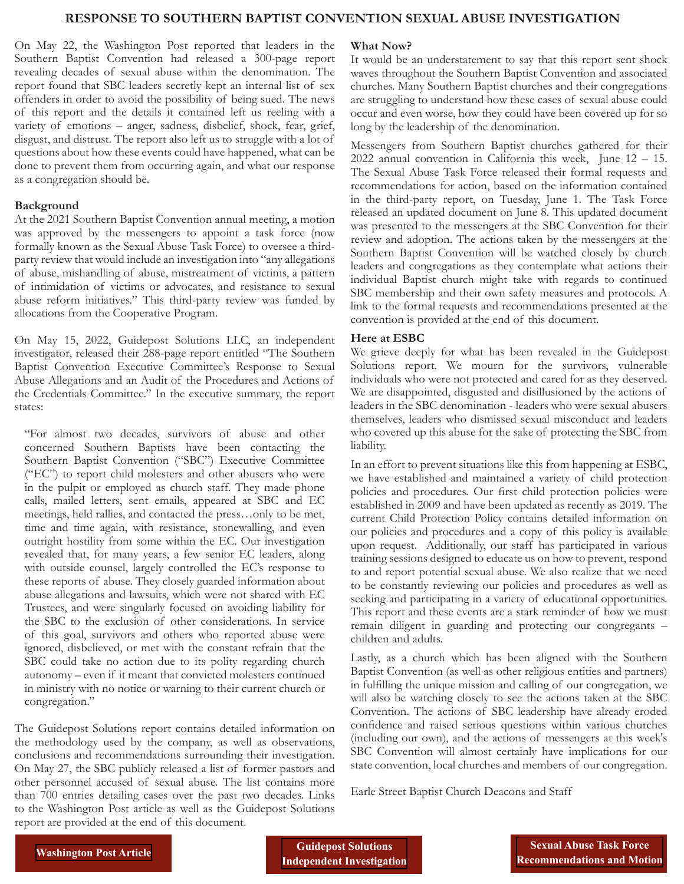# RESPONSE TO SOUTHERN BAPTIST CONVENTION SEXUAL ABUSE INVESTIGATION

On May 22, the Washington Post reported that leaders in the Southern Baptist Convention had released a 300-page report revealing decades of sexual abuse within the denomination. The report found that SBC leaders secretly kept an internal list of sex offenders in order to avoid the possibility of being sued. The news of this report and the details it contained left us reeling with a variety of emotions – anger, sadness, disbelief, shock, fear, grief, disgust, and distrust. The report also left us to struggle with a lot of questions about how these events could have happened, what can be done to prevent them from occurring again, and what our response as a congregation should be.

**Background**

At the 2021 Southern Baptist Convention annual meeting, a motion was approved by the messengers to appoint a task force (now formally known as the Sexual Abuse Task Force) to oversee a third-party review that would include an investigation into "any allegations of abuse, mishandling of abuse, mistreatment of victims, a pattern of intimidation of victims or advocates, and resistance to sexual abuse reform initiatives." This third-party review was funded by allocations from the Cooperative Program.

On May 15, 2022, Guidepost Solutions LLC, an independent investigator, released their 288-page report entitled "The Southern Baptist Convention Executive Committee's Response to Sexual Abuse Allegations and an Audit of the Procedures and Actions of the Credentials Committee." In the executive summary, the report states:

> "For almost two decades, survivors of abuse and other concerned Southern Baptists have been contacting the Southern Baptist Convention ("SBC") Executive Committee ("EC") to report child molesters and other abusers who were in the pulpit or employed as church staff. They made phone calls, mailed letters, sent emails, appeared at SBC and EC meetings, held rallies, and contacted the press…only to be met, time and time again, with resistance, stonewalling, and even outright hostility from some within the EC. Our investigation revealed that, for many years, a few senior EC leaders, along with outside counsel, largely controlled the EC's response to these reports of abuse. They closely guarded information about abuse allegations and lawsuits, which were not shared with EC Trustees, and were singularly focused on avoiding liability for the SBC to the exclusion of other considerations. In service of this goal, survivors and others who reported abuse were ignored, disbelieved, or met with the constant refrain that the SBC could take no action due to its polity regarding church autonomy – even if it meant that convicted molesters continued in ministry with no notice or warning to their current church or congregation."

The Guidepost Solutions report contains detailed information on the methodology used by the company, as well as observations, conclusions and recommendations surrounding their investigation. On May 27, the SBC publicly released a list of former pastors and other personnel accused of sexual abuse. The list contains more than 700 entries detailing cases over the past two decades. Links to the Washington Post article as well as the Guidepost Solutions report are provided at the end of this document.

**What Now?**

It would be an understatement to say that this report sent shock waves throughout the Southern Baptist Convention and associated churches. Many Southern Baptist churches and their congregations are struggling to understand how these cases of sexual abuse could occur and even worse, how they could have been covered up for so long by the leadership of the denomination.

Messengers from Southern Baptist churches gathered for their 2022 annual convention in California this week, June 12 – 15. The Sexual Abuse Task Force released their formal requests and recommendations for action, based on the information contained in the third-party report, on Tuesday, June 1. The Task Force released an updated document on June 8. This updated document was presented to the messengers at the SBC Convention for their review and adoption. The actions taken by the messengers at the Southern Baptist Convention will be watched closely by church leaders and congregations as they contemplate what actions their individual Baptist church might take with regards to continued SBC membership and their own safety measures and protocols. A link to the formal requests and recommendations presented at the convention is provided at the end of this document.

**Here at ESBC**

We grieve deeply for what has been revealed in the Guidepost Solutions report. We mourn for the survivors, vulnerable individuals who were not protected and cared for as they deserved. We are disappointed, disgusted and disillusioned by the actions of leaders in the SBC denomination - leaders who were sexual abusers themselves, leaders who dismissed sexual misconduct and leaders who covered up this abuse for the sake of protecting the SBC from liability.

In an effort to prevent situations like this from happening at ESBC, we have established and maintained a variety of child protection policies and procedures. Our first child protection policies were established in 2009 and have been updated as recently as 2019. The current Child Protection Policy contains detailed information on our policies and procedures and a copy of this policy is available upon request. Additionally, our staff has participated in various training sessions designed to educate us on how to prevent, respond to and report potential sexual abuse. We also realize that we need to be constantly reviewing our policies and procedures as well as seeking and participating in a variety of educational opportunities. This report and these events are a stark reminder of how we must remain diligent in guarding and protecting our congregants – children and adults.

Lastly, as a church which has been aligned with the Southern Baptist Convention (as well as other religious entities and partners) in fulfilling the unique mission and calling of our congregation, we will also be watching closely to see the actions taken at the SBC Convention. The actions of SBC leadership have already eroded confidence and raised serious questions within various churches (including our own), and the actions of messengers at this week's SBC Convention will almost certainly have implications for our state convention, local churches and members of our congregation.

Earle Street Baptist Church Deacons and Staff

**Washington Post Article** | **Guidepost Solutions Independent Investigation** | **Sexual Abuse Task Force Recommendations and Motion**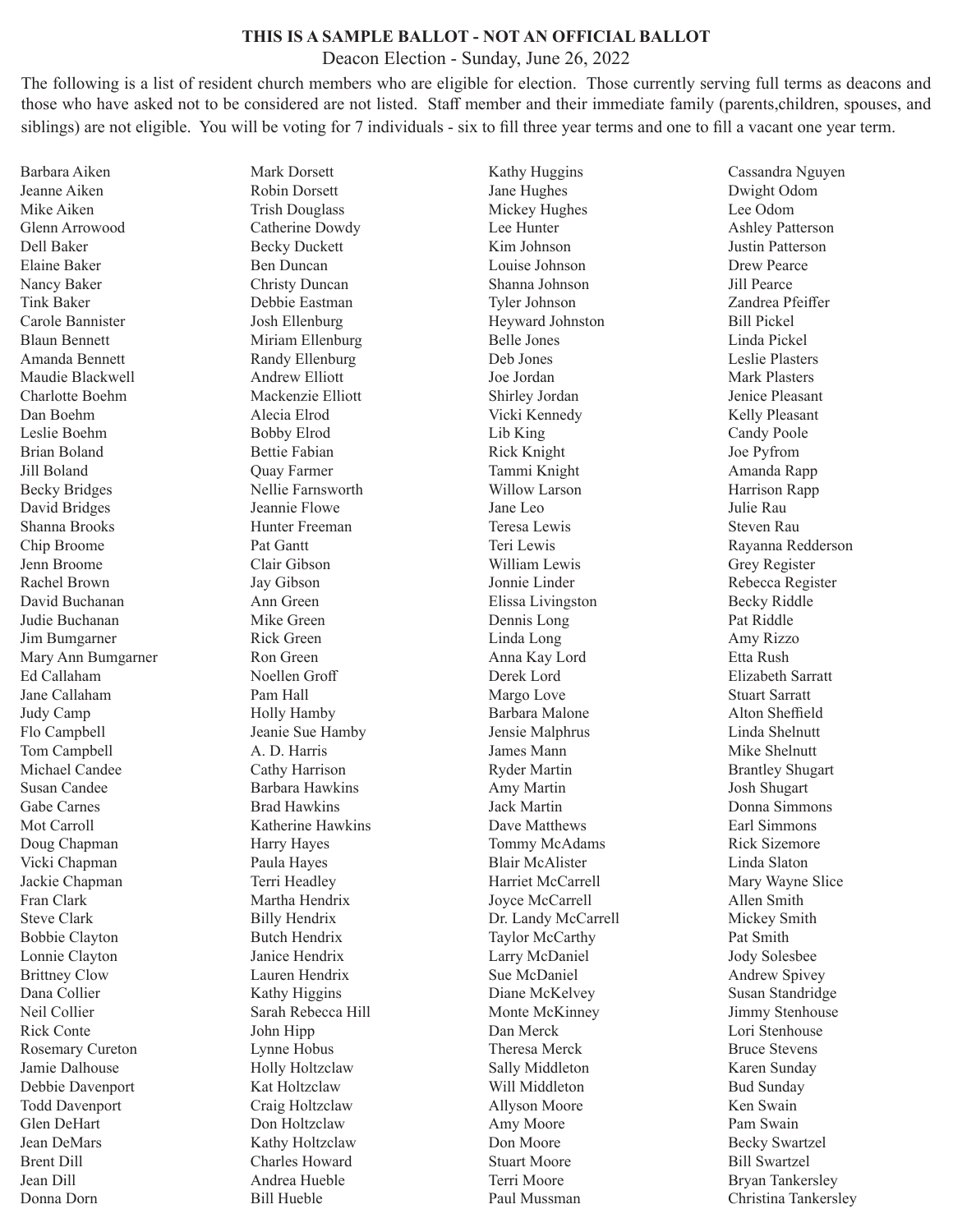**THIS IS A SAMPLE BALLOT - NOT AN OFFICIAL BALLOT**

Deacon Election - Sunday, June 26, 2022

The following is a list of resident church members who are eligible for election. Those currently serving full terms as deacons and those who have asked not to be considered are not listed. Staff member and their immediate family (parents,children, spouses, and siblings) are not eligible. You will be voting for 7 individuals - six to fill three year terms and one to fill a vacant one year term.

Barbara Aiken
Jeanne Aiken
Mike Aiken
Glenn Arrowood
Dell Baker
Elaine Baker
Nancy Baker
Tink Baker
Carole Bannister
Blaun Bennett
Amanda Bennett
Maudie Blackwell
Charlotte Boehm
Dan Boehm
Leslie Boehm
Brian Boland
Jill Boland
Becky Bridges
David Bridges
Shanna Brooks
Chip Broome
Jenn Broome
Rachel Brown
David Buchanan
Judie Buchanan
Jim Bumgarner
Mary Ann Bumgarner
Ed Callaham
Jane Callaham
Judy Camp
Flo Campbell
Tom Campbell
Michael Candee
Susan Candee
Gabe Carnes
Mot Carroll
Doug Chapman
Vicki Chapman
Jackie Chapman
Fran Clark
Steve Clark
Bobbie Clayton
Lonnie Clayton
Brittney Clow
Dana Collier
Neil Collier
Rick Conte
Rosemary Cureton
Jamie Dalhouse
Debbie Davenport
Todd Davenport
Glen DeHart
Jean DeMars
Brent Dill
Jean Dill
Donna Dorn

Mark Dorsett
Robin Dorsett
Trish Douglass
Catherine Dowdy
Becky Duckett
Ben Duncan
Christy Duncan
Debbie Eastman
Josh Ellenburg
Miriam Ellenburg
Randy Ellenburg
Andrew Elliott
Mackenzie Elliott
Alecia Elrod
Bobby Elrod
Bettie Fabian
Quay Farmer
Nellie Farnsworth
Jeannie Flowe
Hunter Freeman
Pat Gantt
Clair Gibson
Jay Gibson
Ann Green
Mike Green
Rick Green
Ron Green
Noellen Groff
Pam Hall
Holly Hamby
Jeanie Sue Hamby
A. D. Harris
Cathy Harrison
Barbara Hawkins
Brad Hawkins
Katherine Hawkins
Harry Hayes
Paula Hayes
Terri Headley
Martha Hendrix
Billy Hendrix
Butch Hendrix
Janice Hendrix
Lauren Hendrix
Kathy Higgins
Sarah Rebecca Hill
John Hipp
Lynne Hobus
Holly Holtzclaw
Kat Holtzclaw
Craig Holtzclaw
Don Holtzclaw
Kathy Holtzclaw
Charles Howard
Andrea Hueble
Bill Hueble

Kathy Huggins
Jane Hughes
Mickey Hughes
Lee Hunter
Kim Johnson
Louise Johnson
Shanna Johnson
Tyler Johnson
Heyward Johnston
Belle Jones
Deb Jones
Joe Jordan
Shirley Jordan
Vicki Kennedy
Lib King
Rick Knight
Tammi Knight
Willow Larson
Jane Leo
Teresa Lewis
Teri Lewis
William Lewis
Jonnie Linder
Elissa Livingston
Dennis Long
Linda Long
Anna Kay Lord
Derek Lord
Margo Love
Barbara Malone
Jensie Malphrus
James Mann
Ryder Martin
Amy Martin
Jack Martin
Dave Matthews
Tommy McAdams
Blair McAlister
Harriet McCarrell
Joyce McCarrell
Dr. Landy McCarrell
Taylor McCarthy
Larry McDaniel
Sue McDaniel
Diane McKelvey
Monte McKinney
Dan Merck
Theresa Merck
Sally Middleton
Will Middleton
Allyson Moore
Amy Moore
Don Moore
Stuart Moore
Terri Moore
Paul Mussman

Cassandra Nguyen
Dwight Odom
Lee Odom
Ashley Patterson
Justin Patterson
Drew Pearce
Jill Pearce
Zandrea Pfeiffer
Bill Pickel
Linda Pickel
Leslie Plasters
Mark Plasters
Jenice Pleasant
Kelly Pleasant
Candy Poole
Joe Pyfrom
Amanda Rapp
Harrison Rapp
Julie Rau
Steven Rau
Rayanna Redderson
Grey Register
Rebecca Register
Becky Riddle
Pat Riddle
Amy Rizzo
Etta Rush
Elizabeth Sarratt
Stuart Sarratt
Alton Sheffield
Linda Shelnutt
Mike Shelnutt
Brantley Shugart
Josh Shugart
Donna Simmons
Earl Simmons
Rick Sizemore
Linda Slaton
Mary Wayne Slice
Allen Smith
Mickey Smith
Pat Smith
Jody Solesbee
Andrew Spivey
Susan Standridge
Jimmy Stenhouse
Lori Stenhouse
Bruce Stevens
Karen Sunday
Bud Sunday
Ken Swain
Pam Swain
Becky Swartzel
Bill Swartzel
Bryan Tankersley
Christina Tankersley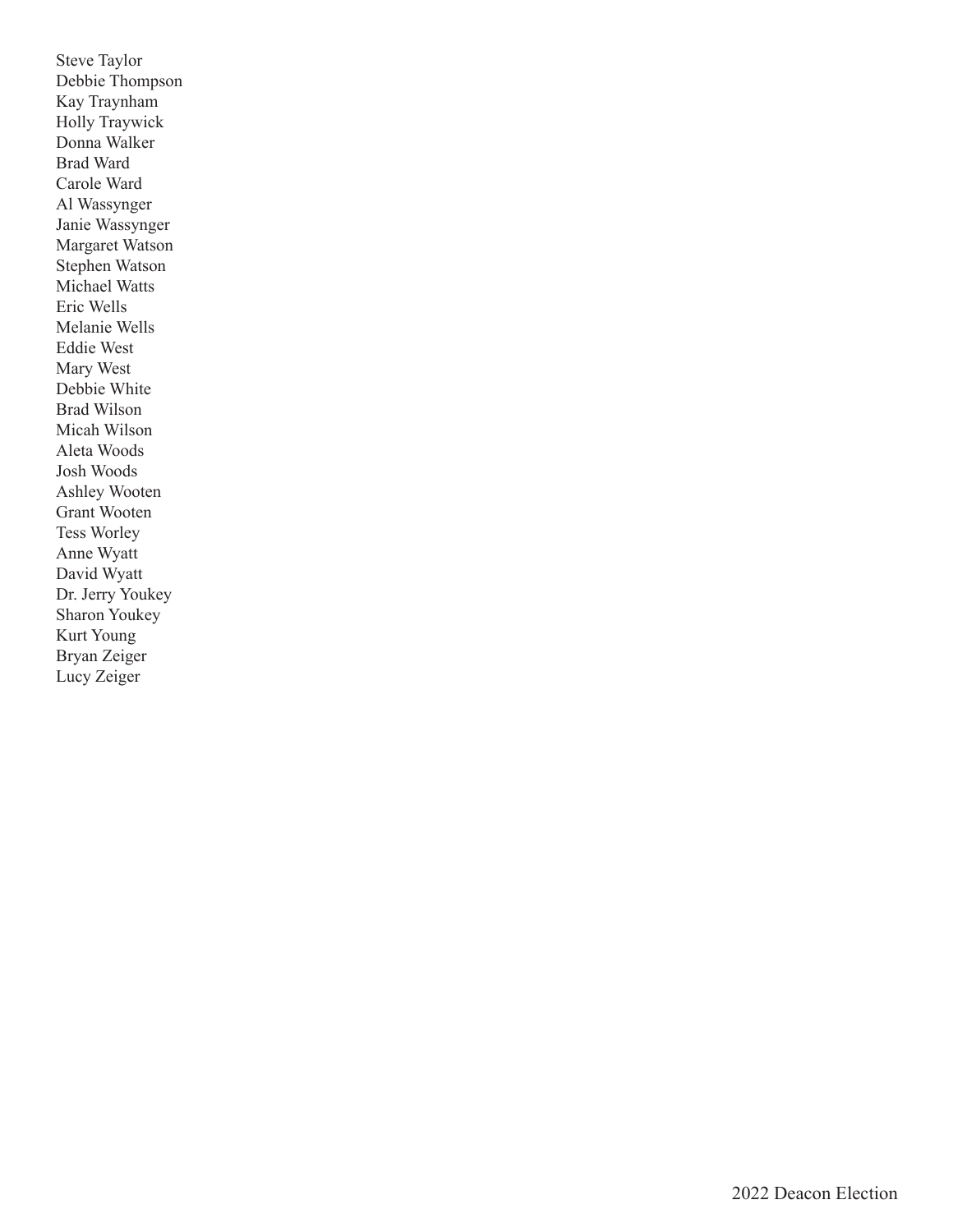Steve Taylor
Debbie Thompson
Kay Traynham
Holly Traywick
Donna Walker
Brad Ward
Carole Ward
Al Wassynger
Janie Wassynger
Margaret Watson
Stephen Watson
Michael Watts
Eric Wells
Melanie Wells
Eddie West
Mary West
Debbie White
Brad Wilson
Micah Wilson
Aleta Woods
Josh Woods
Ashley Wooten
Grant Wooten
Tess Worley
Anne Wyatt
David Wyatt
Dr. Jerry Youkey
Sharon Youkey
Kurt Young
Bryan Zeiger
Lucy Zeiger